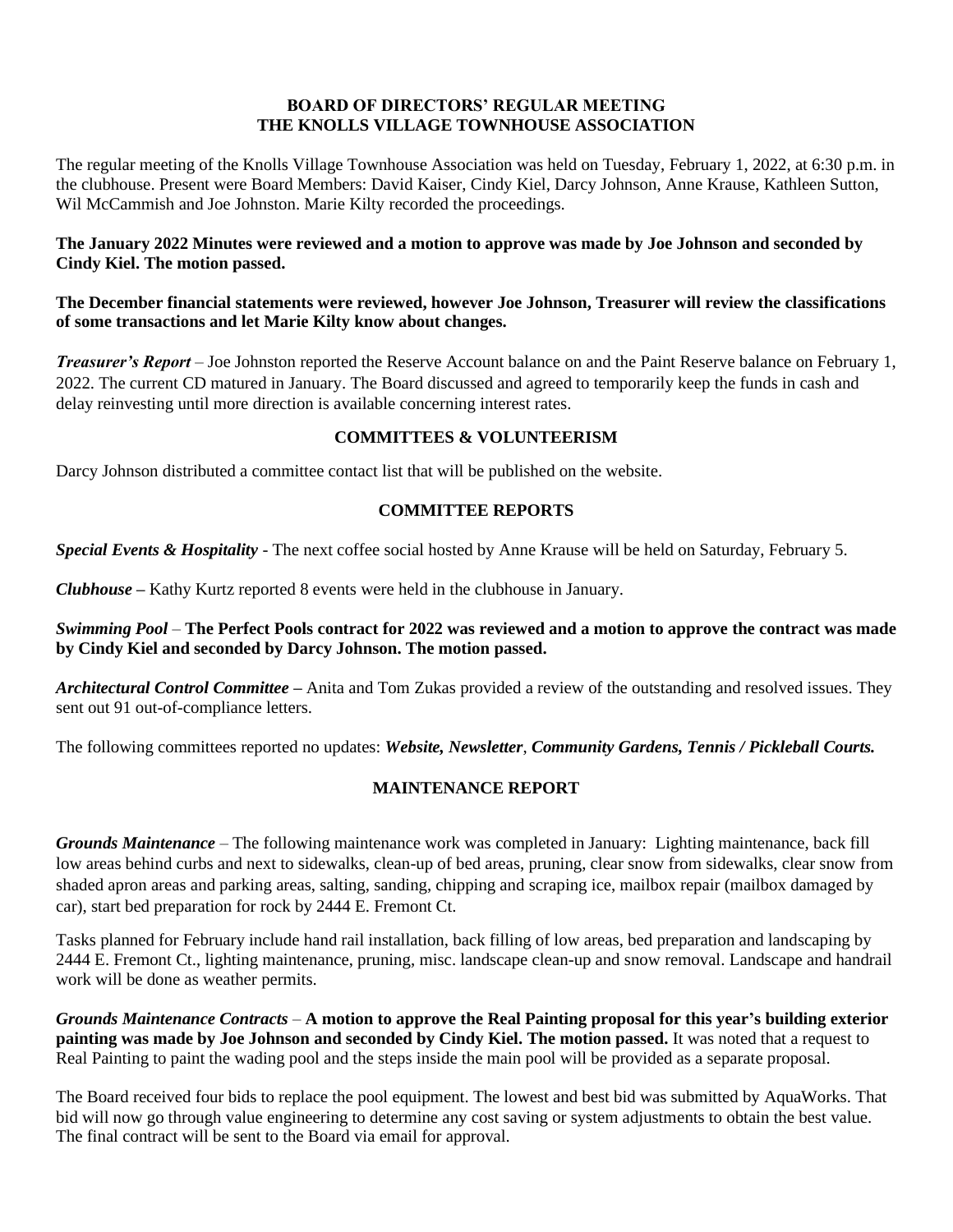## BOARD OF DIRECTORS' REGULAR MEETING
## THE KNOLLS VILLAGE TOWNHOUSE ASSOCIATION

The regular meeting of the Knolls Village Townhouse Association was held on Tuesday, February 1, 2022, at 6:30 p.m. in the clubhouse. Present were Board Members: David Kaiser, Cindy Kiel, Darcy Johnson, Anne Krause, Kathleen Sutton, Wil McCammish and Joe Johnston. Marie Kilty recorded the proceedings.

**The January 2022 Minutes were reviewed and a motion to approve was made by Joe Johnson and seconded by Cindy Kiel. The motion passed.**

**The December financial statements were reviewed, however Joe Johnson, Treasurer will review the classifications of some transactions and let Marie Kilty know about changes.**

***Treasurer's Report*** – Joe Johnston reported the Reserve Account balance on and the Paint Reserve balance on February 1, 2022. The current CD matured in January. The Board discussed and agreed to temporarily keep the funds in cash and delay reinvesting until more direction is available concerning interest rates.

### COMMITTEES & VOLUNTEERISM

Darcy Johnson distributed a committee contact list that will be published on the website.

### COMMITTEE REPORTS

***Special Events & Hospitality*** - The next coffee social hosted by Anne Krause will be held on Saturday, February 5.

***Clubhouse*** – Kathy Kurtz reported 8 events were held in the clubhouse in January.

***Swimming Pool*** – **The Perfect Pools contract for 2022 was reviewed and a motion to approve the contract was made by Cindy Kiel and seconded by Darcy Johnson. The motion passed.**

***Architectural Control Committee*** – Anita and Tom Zukas provided a review of the outstanding and resolved issues. They sent out 91 out-of-compliance letters.

The following committees reported no updates: ***Website, Newsletter***, ***Community Gardens, Tennis / Pickleball Courts.***

### MAINTENANCE REPORT

***Grounds Maintenance*** – The following maintenance work was completed in January: Lighting maintenance, back fill low areas behind curbs and next to sidewalks, clean-up of bed areas, pruning, clear snow from sidewalks, clear snow from shaded apron areas and parking areas, salting, sanding, chipping and scraping ice, mailbox repair (mailbox damaged by car), start bed preparation for rock by 2444 E. Fremont Ct.

Tasks planned for February include hand rail installation, back filling of low areas, bed preparation and landscaping by 2444 E. Fremont Ct., lighting maintenance, pruning, misc. landscape clean-up and snow removal. Landscape and handrail work will be done as weather permits.

***Grounds Maintenance Contracts*** – **A motion to approve the Real Painting proposal for this year's building exterior painting was made by Joe Johnson and seconded by Cindy Kiel. The motion passed.** It was noted that a request to Real Painting to paint the wading pool and the steps inside the main pool will be provided as a separate proposal.

The Board received four bids to replace the pool equipment. The lowest and best bid was submitted by AquaWorks. That bid will now go through value engineering to determine any cost saving or system adjustments to obtain the best value. The final contract will be sent to the Board via email for approval.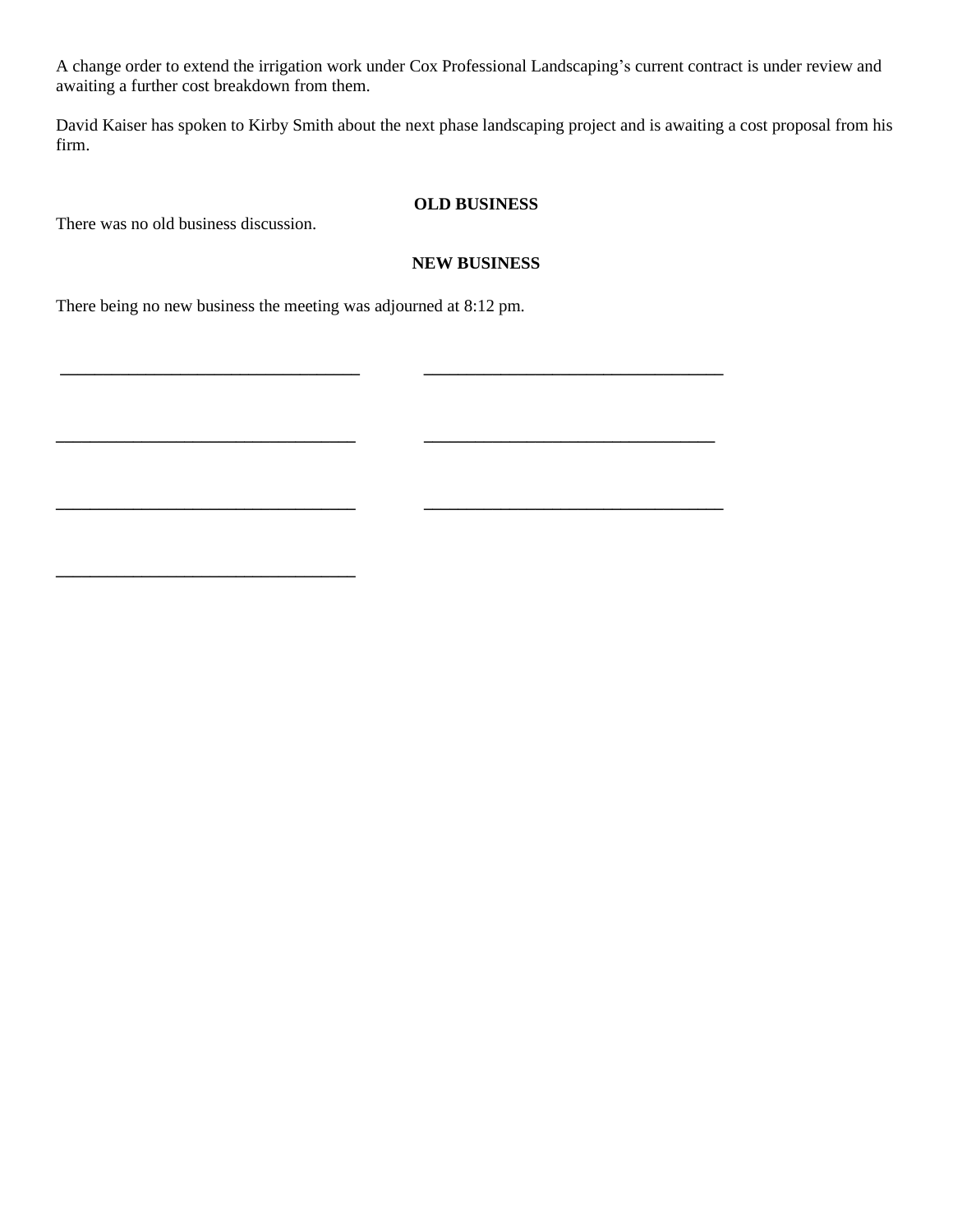A change order to extend the irrigation work under Cox Professional Landscaping's current contract is under review and awaiting a further cost breakdown from them.

David Kaiser has spoken to Kirby Smith about the next phase landscaping project and is awaiting a cost proposal from his firm.

**OLD BUSINESS**

There was no old business discussion.

**NEW BUSINESS**

There being no new business the meeting was adjourned at 8:12 pm.

\_\_\_\_\_\_\_\_\_\_\_\_\_\_\_\_\_\_\_\_\_\_\_\_\_\_\_\_\_\_\_\_\_\_ \_\_\_\_\_\_\_\_\_\_\_\_\_\_\_\_\_\_\_\_\_\_\_\_\_\_\_\_\_\_\_\_\_\_

\_\_\_\_\_\_\_\_\_\_\_\_\_\_\_\_\_\_\_\_\_\_\_\_\_\_\_\_\_\_\_\_\_\_ \_\_\_\_\_\_\_\_\_\_\_\_\_\_\_\_\_\_\_\_\_\_\_\_\_\_\_\_\_\_\_\_\_\_

\_\_\_\_\_\_\_\_\_\_\_\_\_\_\_\_\_\_\_\_\_\_\_\_\_\_\_\_\_\_\_\_\_\_ \_\_\_\_\_\_\_\_\_\_\_\_\_\_\_\_\_\_\_\_\_\_\_\_\_\_\_\_\_\_\_\_\_\_

\_\_\_\_\_\_\_\_\_\_\_\_\_\_\_\_\_\_\_\_\_\_\_\_\_\_\_\_\_\_\_\_\_\_